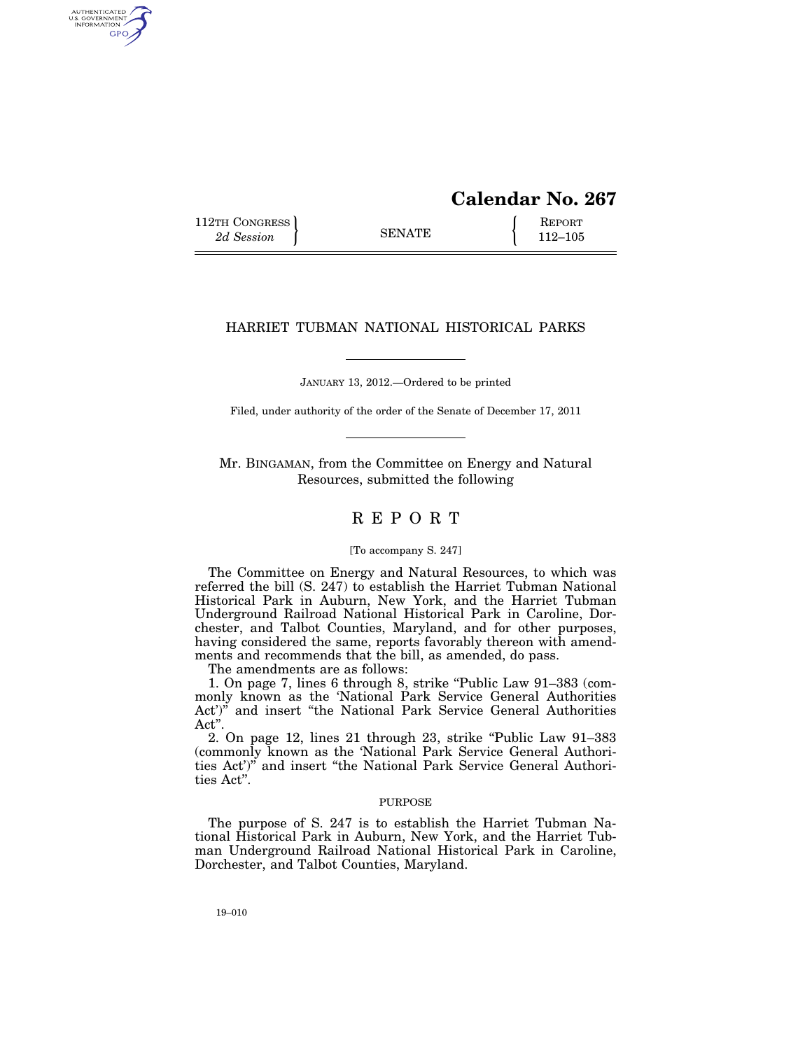**Calendar No. 267**

112TH CONGRESS
*2d Session*

SENATE

REPORT
112–105

# HARRIET TUBMAN NATIONAL HISTORICAL PARKS

JANUARY 13, 2012.—Ordered to be printed

Filed, under authority of the order of the Senate of December 17, 2011

Mr. BINGAMAN, from the Committee on Energy and Natural Resources, submitted the following

# REPORT

[To accompany S. 247]

The Committee on Energy and Natural Resources, to which was referred the bill (S. 247) to establish the Harriet Tubman National Historical Park in Auburn, New York, and the Harriet Tubman Underground Railroad National Historical Park in Caroline, Dorchester, and Talbot Counties, Maryland, and for other purposes, having considered the same, reports favorably thereon with amendments and recommends that the bill, as amended, do pass.

The amendments are as follows:

1. On page 7, lines 6 through 8, strike "Public Law 91–383 (commonly known as the 'National Park Service General Authorities Act')" and insert "the National Park Service General Authorities Act".

2. On page 12, lines 21 through 23, strike "Public Law 91–383 (commonly known as the 'National Park Service General Authorities Act')" and insert "the National Park Service General Authorities Act".

## PURPOSE

The purpose of S. 247 is to establish the Harriet Tubman National Historical Park in Auburn, New York, and the Harriet Tubman Underground Railroad National Historical Park in Caroline, Dorchester, and Talbot Counties, Maryland.

19–010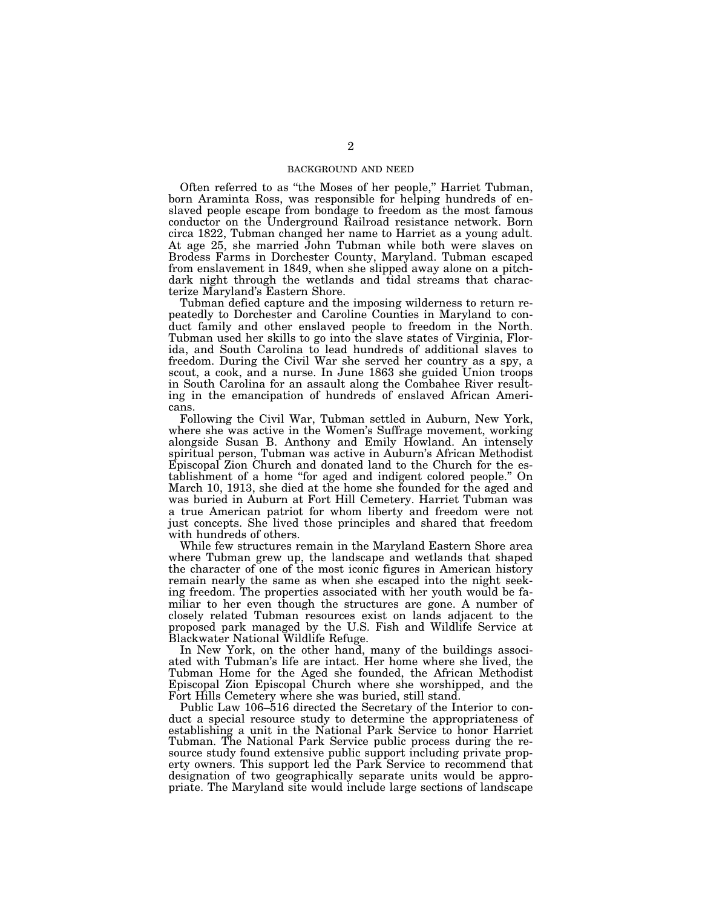## BACKGROUND AND NEED

Often referred to as "the Moses of her people," Harriet Tubman, born Araminta Ross, was responsible for helping hundreds of enslaved people escape from bondage to freedom as the most famous conductor on the Underground Railroad resistance network. Born circa 1822, Tubman changed her name to Harriet as a young adult. At age 25, she married John Tubman while both were slaves on Brodess Farms in Dorchester County, Maryland. Tubman escaped from enslavement in 1849, when she slipped away alone on a pitch-dark night through the wetlands and tidal streams that characterize Maryland's Eastern Shore.

Tubman defied capture and the imposing wilderness to return repeatedly to Dorchester and Caroline Counties in Maryland to conduct family and other enslaved people to freedom in the North. Tubman used her skills to go into the slave states of Virginia, Florida, and South Carolina to lead hundreds of additional slaves to freedom. During the Civil War she served her country as a spy, a scout, a cook, and a nurse. In June 1863 she guided Union troops in South Carolina for an assault along the Combahee River resulting in the emancipation of hundreds of enslaved African Americans.

Following the Civil War, Tubman settled in Auburn, New York, where she was active in the Women's Suffrage movement, working alongside Susan B. Anthony and Emily Howland. An intensely spiritual person, Tubman was active in Auburn's African Methodist Episcopal Zion Church and donated land to the Church for the establishment of a home "for aged and indigent colored people." On March 10, 1913, she died at the home she founded for the aged and was buried in Auburn at Fort Hill Cemetery. Harriet Tubman was a true American patriot for whom liberty and freedom were not just concepts. She lived those principles and shared that freedom with hundreds of others.

While few structures remain in the Maryland Eastern Shore area where Tubman grew up, the landscape and wetlands that shaped the character of one of the most iconic figures in American history remain nearly the same as when she escaped into the night seeking freedom. The properties associated with her youth would be familiar to her even though the structures are gone. A number of closely related Tubman resources exist on lands adjacent to the proposed park managed by the U.S. Fish and Wildlife Service at Blackwater National Wildlife Refuge.

In New York, on the other hand, many of the buildings associated with Tubman's life are intact. Her home where she lived, the Tubman Home for the Aged she founded, the African Methodist Episcopal Zion Episcopal Church where she worshipped, and the Fort Hills Cemetery where she was buried, still stand.

Public Law 106–516 directed the Secretary of the Interior to conduct a special resource study to determine the appropriateness of establishing a unit in the National Park Service to honor Harriet Tubman. The National Park Service public process during the resource study found extensive public support including private property owners. This support led the Park Service to recommend that designation of two geographically separate units would be appropriate. The Maryland site would include large sections of landscape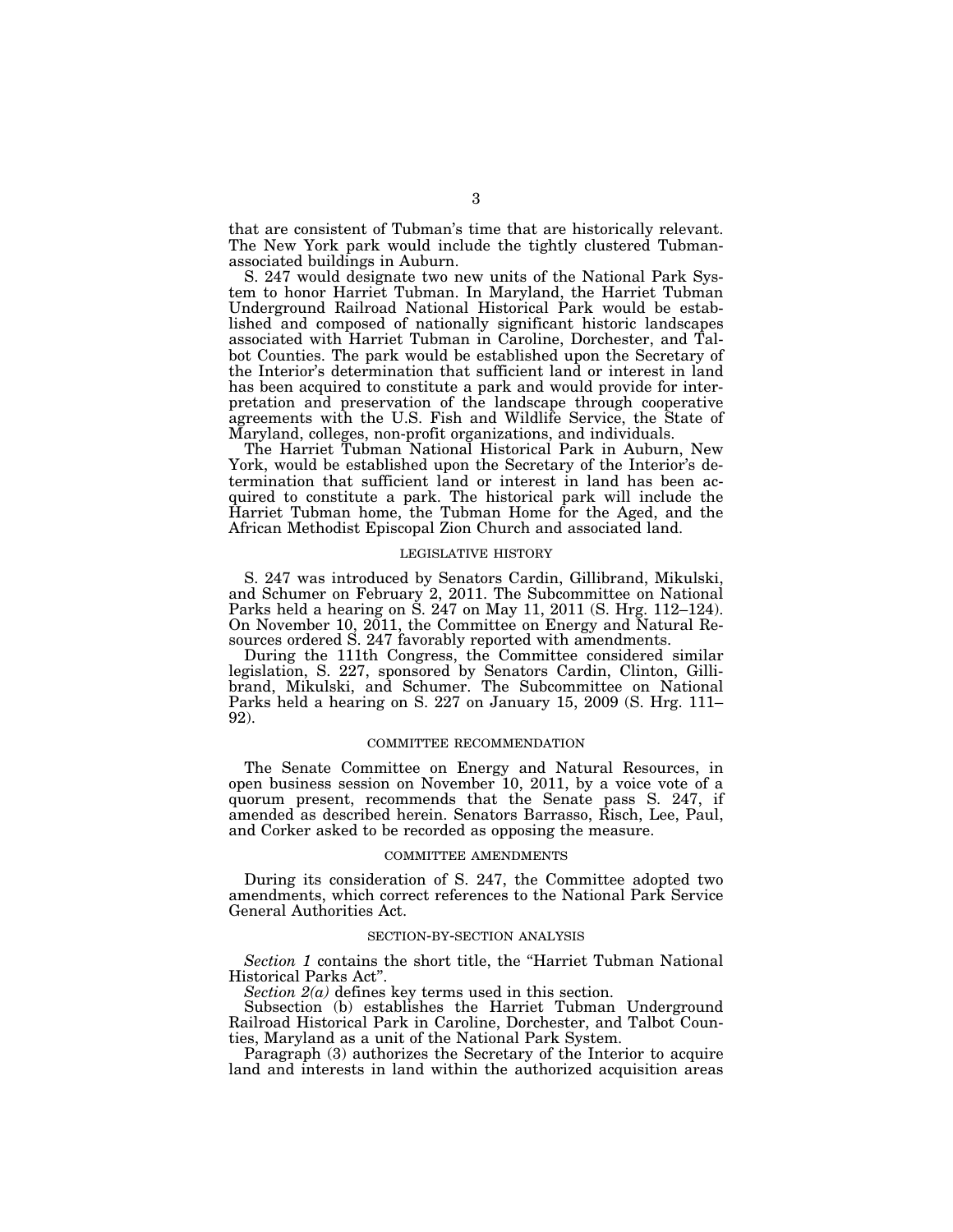that are consistent of Tubman's time that are historically relevant. The New York park would include the tightly clustered Tubman-associated buildings in Auburn.

S. 247 would designate two new units of the National Park System to honor Harriet Tubman. In Maryland, the Harriet Tubman Underground Railroad National Historical Park would be established and composed of nationally significant historic landscapes associated with Harriet Tubman in Caroline, Dorchester, and Talbot Counties. The park would be established upon the Secretary of the Interior's determination that sufficient land or interest in land has been acquired to constitute a park and would provide for interpretation and preservation of the landscape through cooperative agreements with the U.S. Fish and Wildlife Service, the State of Maryland, colleges, non-profit organizations, and individuals.

The Harriet Tubman National Historical Park in Auburn, New York, would be established upon the Secretary of the Interior's determination that sufficient land or interest in land has been acquired to constitute a park. The historical park will include the Harriet Tubman home, the Tubman Home for the Aged, and the African Methodist Episcopal Zion Church and associated land.

## LEGISLATIVE HISTORY

S. 247 was introduced by Senators Cardin, Gillibrand, Mikulski, and Schumer on February 2, 2011. The Subcommittee on National Parks held a hearing on S. 247 on May 11, 2011 (S. Hrg. 112–124). On November 10, 2011, the Committee on Energy and Natural Resources ordered S. 247 favorably reported with amendments.

During the 111th Congress, the Committee considered similar legislation, S. 227, sponsored by Senators Cardin, Clinton, Gillibrand, Mikulski, and Schumer. The Subcommittee on National Parks held a hearing on S. 227 on January 15, 2009 (S. Hrg. 111–92).

## COMMITTEE RECOMMENDATION

The Senate Committee on Energy and Natural Resources, in open business session on November 10, 2011, by a voice vote of a quorum present, recommends that the Senate pass S. 247, if amended as described herein. Senators Barrasso, Risch, Lee, Paul, and Corker asked to be recorded as opposing the measure.

## COMMITTEE AMENDMENTS

During its consideration of S. 247, the Committee adopted two amendments, which correct references to the National Park Service General Authorities Act.

## SECTION-BY-SECTION ANALYSIS

*Section 1* contains the short title, the "Harriet Tubman National Historical Parks Act".

*Section 2(a)* defines key terms used in this section.

Subsection (b) establishes the Harriet Tubman Underground Railroad Historical Park in Caroline, Dorchester, and Talbot Counties, Maryland as a unit of the National Park System.

Paragraph (3) authorizes the Secretary of the Interior to acquire land and interests in land within the authorized acquisition areas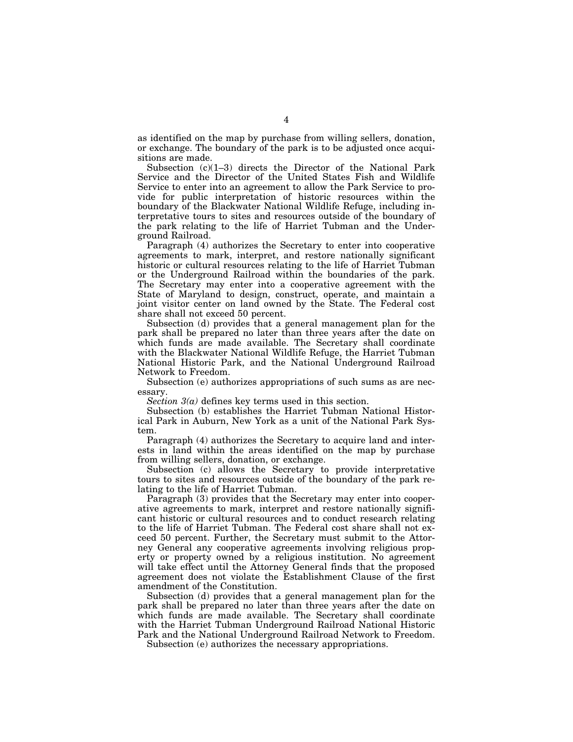as identified on the map by purchase from willing sellers, donation, or exchange. The boundary of the park is to be adjusted once acquisitions are made.

Subsection (c)(1–3) directs the Director of the National Park Service and the Director of the United States Fish and Wildlife Service to enter into an agreement to allow the Park Service to provide for public interpretation of historic resources within the boundary of the Blackwater National Wildlife Refuge, including interpretative tours to sites and resources outside of the boundary of the park relating to the life of Harriet Tubman and the Underground Railroad.

Paragraph (4) authorizes the Secretary to enter into cooperative agreements to mark, interpret, and restore nationally significant historic or cultural resources relating to the life of Harriet Tubman or the Underground Railroad within the boundaries of the park. The Secretary may enter into a cooperative agreement with the State of Maryland to design, construct, operate, and maintain a joint visitor center on land owned by the State. The Federal cost share shall not exceed 50 percent.

Subsection (d) provides that a general management plan for the park shall be prepared no later than three years after the date on which funds are made available. The Secretary shall coordinate with the Blackwater National Wildlife Refuge, the Harriet Tubman National Historic Park, and the National Underground Railroad Network to Freedom.

Subsection (e) authorizes appropriations of such sums as are necessary.

*Section 3(a)* defines key terms used in this section.

Subsection (b) establishes the Harriet Tubman National Historical Park in Auburn, New York as a unit of the National Park System.

Paragraph (4) authorizes the Secretary to acquire land and interests in land within the areas identified on the map by purchase from willing sellers, donation, or exchange.

Subsection (c) allows the Secretary to provide interpretative tours to sites and resources outside of the boundary of the park relating to the life of Harriet Tubman.

Paragraph (3) provides that the Secretary may enter into cooperative agreements to mark, interpret and restore nationally significant historic or cultural resources and to conduct research relating to the life of Harriet Tubman. The Federal cost share shall not exceed 50 percent. Further, the Secretary must submit to the Attorney General any cooperative agreements involving religious property or property owned by a religious institution. No agreement will take effect until the Attorney General finds that the proposed agreement does not violate the Establishment Clause of the first amendment of the Constitution.

Subsection (d) provides that a general management plan for the park shall be prepared no later than three years after the date on which funds are made available. The Secretary shall coordinate with the Harriet Tubman Underground Railroad National Historic Park and the National Underground Railroad Network to Freedom.

Subsection (e) authorizes the necessary appropriations.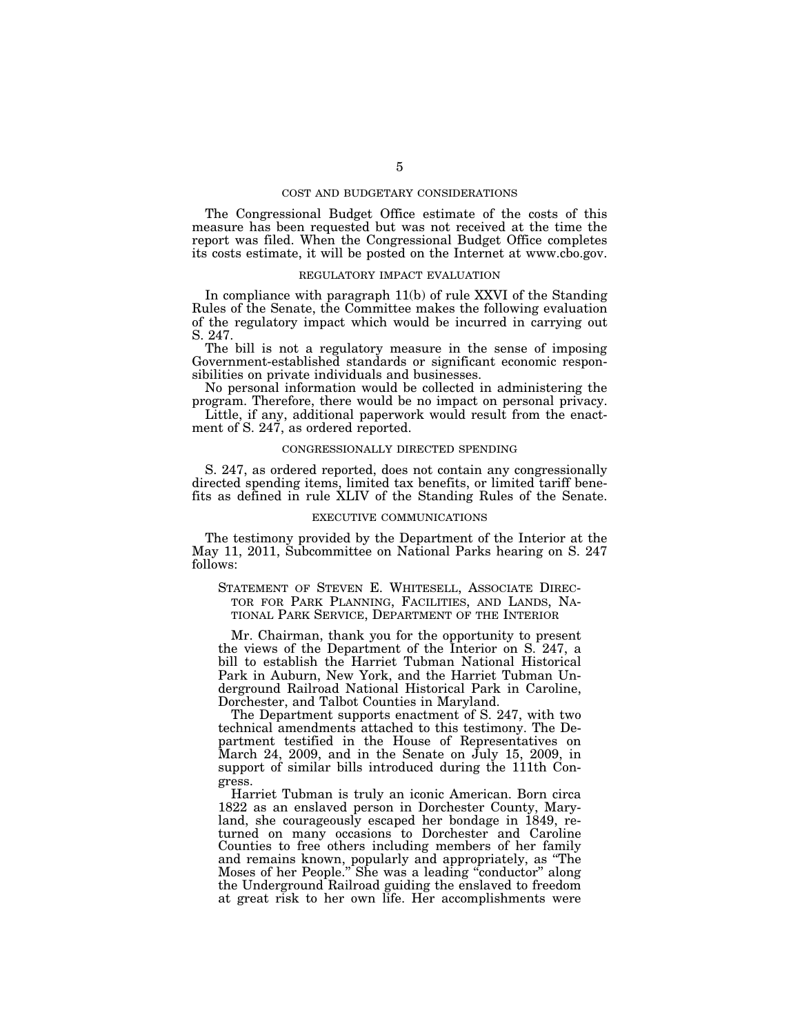## COST AND BUDGETARY CONSIDERATIONS

The Congressional Budget Office estimate of the costs of this measure has been requested but was not received at the time the report was filed. When the Congressional Budget Office completes its costs estimate, it will be posted on the Internet at www.cbo.gov.

## REGULATORY IMPACT EVALUATION

In compliance with paragraph 11(b) of rule XXVI of the Standing Rules of the Senate, the Committee makes the following evaluation of the regulatory impact which would be incurred in carrying out S. 247.

The bill is not a regulatory measure in the sense of imposing Government-established standards or significant economic responsibilities on private individuals and businesses.

No personal information would be collected in administering the program. Therefore, there would be no impact on personal privacy.

Little, if any, additional paperwork would result from the enactment of S. 247, as ordered reported.

## CONGRESSIONALLY DIRECTED SPENDING

S. 247, as ordered reported, does not contain any congressionally directed spending items, limited tax benefits, or limited tariff benefits as defined in rule XLIV of the Standing Rules of the Senate.

## EXECUTIVE COMMUNICATIONS

The testimony provided by the Department of the Interior at the May 11, 2011, Subcommittee on National Parks hearing on S. 247 follows:

### STATEMENT OF STEVEN E. WHITESELL, ASSOCIATE DIRECTOR FOR PARK PLANNING, FACILITIES, AND LANDS, NATIONAL PARK SERVICE, DEPARTMENT OF THE INTERIOR

Mr. Chairman, thank you for the opportunity to present the views of the Department of the Interior on S. 247, a bill to establish the Harriet Tubman National Historical Park in Auburn, New York, and the Harriet Tubman Underground Railroad National Historical Park in Caroline, Dorchester, and Talbot Counties in Maryland.

The Department supports enactment of S. 247, with two technical amendments attached to this testimony. The Department testified in the House of Representatives on March 24, 2009, and in the Senate on July 15, 2009, in support of similar bills introduced during the 111th Congress.

Harriet Tubman is truly an iconic American. Born circa 1822 as an enslaved person in Dorchester County, Maryland, she courageously escaped her bondage in 1849, returned on many occasions to Dorchester and Caroline Counties to free others including members of her family and remains known, popularly and appropriately, as "The Moses of her People." She was a leading "conductor" along the Underground Railroad guiding the enslaved to freedom at great risk to her own life. Her accomplishments were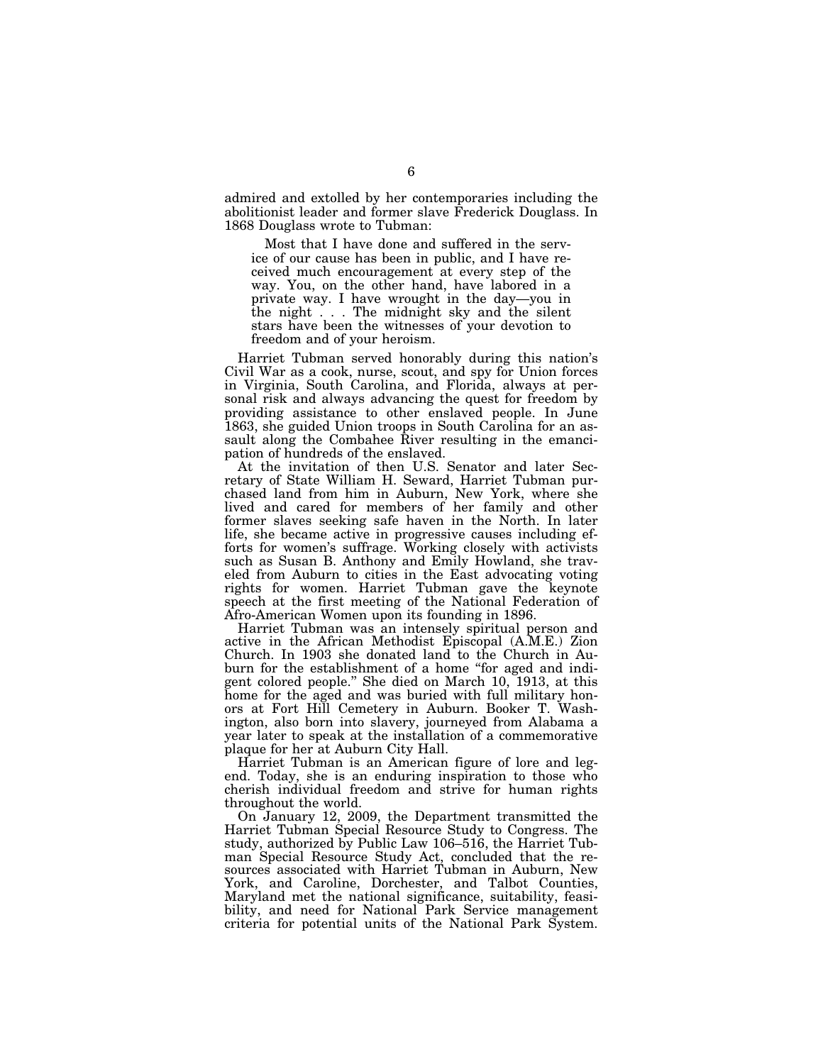admired and extolled by her contemporaries including the abolitionist leader and former slave Frederick Douglass. In 1868 Douglass wrote to Tubman:

> Most that I have done and suffered in the service of our cause has been in public, and I have received much encouragement at every step of the way. You, on the other hand, have labored in a private way. I have wrought in the day—you in the night . . . The midnight sky and the silent stars have been the witnesses of your devotion to freedom and of your heroism.

Harriet Tubman served honorably during this nation's Civil War as a cook, nurse, scout, and spy for Union forces in Virginia, South Carolina, and Florida, always at personal risk and always advancing the quest for freedom by providing assistance to other enslaved people. In June 1863, she guided Union troops in South Carolina for an assault along the Combahee River resulting in the emancipation of hundreds of the enslaved.

At the invitation of then U.S. Senator and later Secretary of State William H. Seward, Harriet Tubman purchased land from him in Auburn, New York, where she lived and cared for members of her family and other former slaves seeking safe haven in the North. In later life, she became active in progressive causes including efforts for women's suffrage. Working closely with activists such as Susan B. Anthony and Emily Howland, she traveled from Auburn to cities in the East advocating voting rights for women. Harriet Tubman gave the keynote speech at the first meeting of the National Federation of Afro-American Women upon its founding in 1896.

Harriet Tubman was an intensely spiritual person and active in the African Methodist Episcopal (A.M.E.) Zion Church. In 1903 she donated land to the Church in Auburn for the establishment of a home "for aged and indigent colored people." She died on March 10, 1913, at this home for the aged and was buried with full military honors at Fort Hill Cemetery in Auburn. Booker T. Washington, also born into slavery, journeyed from Alabama a year later to speak at the installation of a commemorative plaque for her at Auburn City Hall.

Harriet Tubman is an American figure of lore and legend. Today, she is an enduring inspiration to those who cherish individual freedom and strive for human rights throughout the world.

On January 12, 2009, the Department transmitted the Harriet Tubman Special Resource Study to Congress. The study, authorized by Public Law 106–516, the Harriet Tubman Special Resource Study Act, concluded that the resources associated with Harriet Tubman in Auburn, New York, and Caroline, Dorchester, and Talbot Counties, Maryland met the national significance, suitability, feasibility, and need for National Park Service management criteria for potential units of the National Park System.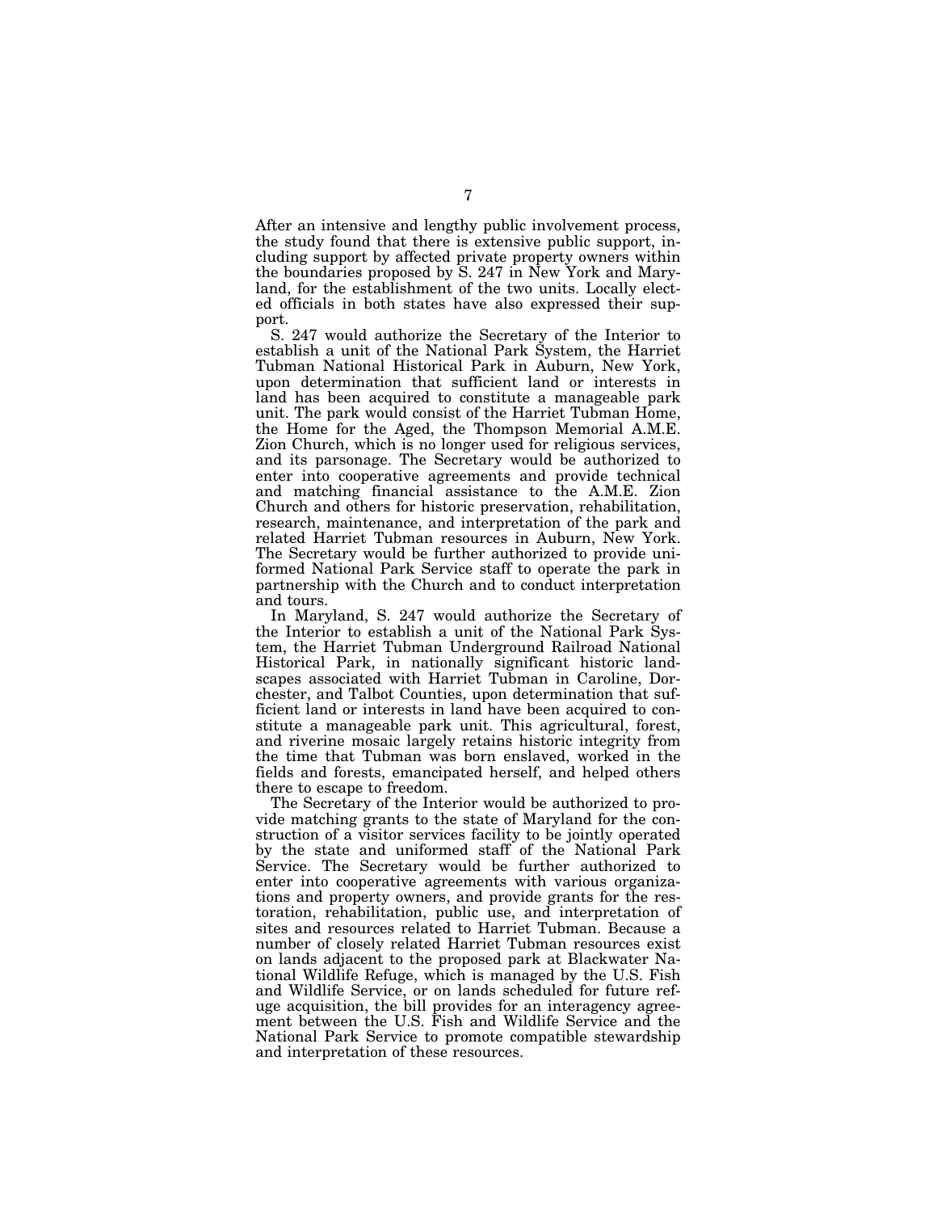After an intensive and lengthy public involvement process, the study found that there is extensive public support, including support by affected private property owners within the boundaries proposed by S. 247 in New York and Maryland, for the establishment of the two units. Locally elected officials in both states have also expressed their support.

S. 247 would authorize the Secretary of the Interior to establish a unit of the National Park System, the Harriet Tubman National Historical Park in Auburn, New York, upon determination that sufficient land or interests in land has been acquired to constitute a manageable park unit. The park would consist of the Harriet Tubman Home, the Home for the Aged, the Thompson Memorial A.M.E. Zion Church, which is no longer used for religious services, and its parsonage. The Secretary would be authorized to enter into cooperative agreements and provide technical and matching financial assistance to the A.M.E. Zion Church and others for historic preservation, rehabilitation, research, maintenance, and interpretation of the park and related Harriet Tubman resources in Auburn, New York. The Secretary would be further authorized to provide uniformed National Park Service staff to operate the park in partnership with the Church and to conduct interpretation and tours.

In Maryland, S. 247 would authorize the Secretary of the Interior to establish a unit of the National Park System, the Harriet Tubman Underground Railroad National Historical Park, in nationally significant historic landscapes associated with Harriet Tubman in Caroline, Dorchester, and Talbot Counties, upon determination that sufficient land or interests in land have been acquired to constitute a manageable park unit. This agricultural, forest, and riverine mosaic largely retains historic integrity from the time that Tubman was born enslaved, worked in the fields and forests, emancipated herself, and helped others there to escape to freedom.

The Secretary of the Interior would be authorized to provide matching grants to the state of Maryland for the construction of a visitor services facility to be jointly operated by the state and uniformed staff of the National Park Service. The Secretary would be further authorized to enter into cooperative agreements with various organizations and property owners, and provide grants for the restoration, rehabilitation, public use, and interpretation of sites and resources related to Harriet Tubman. Because a number of closely related Harriet Tubman resources exist on lands adjacent to the proposed park at Blackwater National Wildlife Refuge, which is managed by the U.S. Fish and Wildlife Service, or on lands scheduled for future refuge acquisition, the bill provides for an interagency agreement between the U.S. Fish and Wildlife Service and the National Park Service to promote compatible stewardship and interpretation of these resources.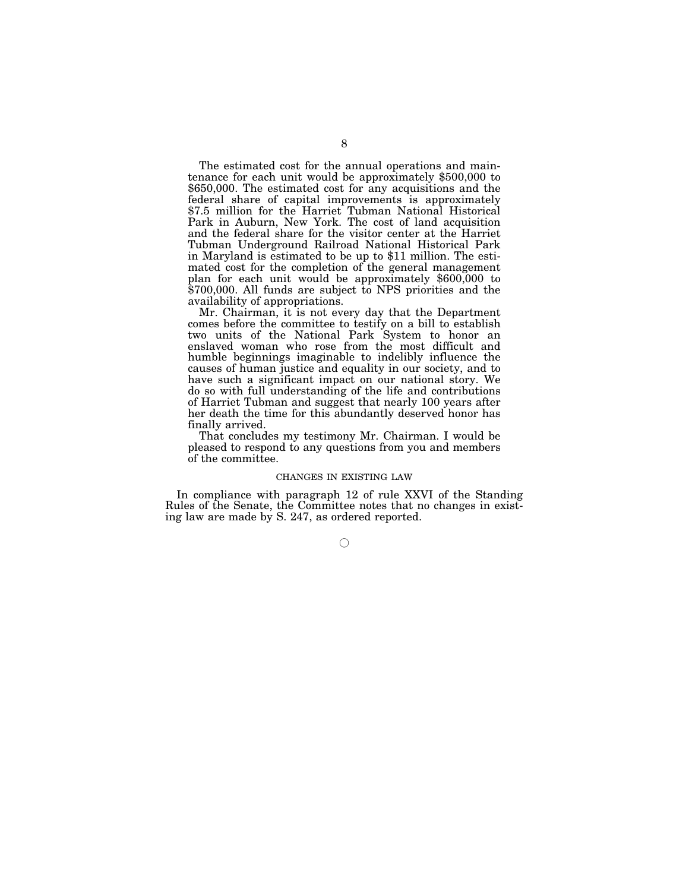The estimated cost for the annual operations and maintenance for each unit would be approximately $500,000 to $650,000. The estimated cost for any acquisitions and the federal share of capital improvements is approximately $7.5 million for the Harriet Tubman National Historical Park in Auburn, New York. The cost of land acquisition and the federal share for the visitor center at the Harriet Tubman Underground Railroad National Historical Park in Maryland is estimated to be up to $11 million. The estimated cost for the completion of the general management plan for each unit would be approximately $600,000 to $700,000. All funds are subject to NPS priorities and the availability of appropriations.

Mr. Chairman, it is not every day that the Department comes before the committee to testify on a bill to establish two units of the National Park System to honor an enslaved woman who rose from the most difficult and humble beginnings imaginable to indelibly influence the causes of human justice and equality in our society, and to have such a significant impact on our national story. We do so with full understanding of the life and contributions of Harriet Tubman and suggest that nearly 100 years after her death the time for this abundantly deserved honor has finally arrived.

That concludes my testimony Mr. Chairman. I would be pleased to respond to any questions from you and members of the committee.

## CHANGES IN EXISTING LAW

In compliance with paragraph 12 of rule XXVI of the Standing Rules of the Senate, the Committee notes that no changes in existing law are made by S. 247, as ordered reported.

○